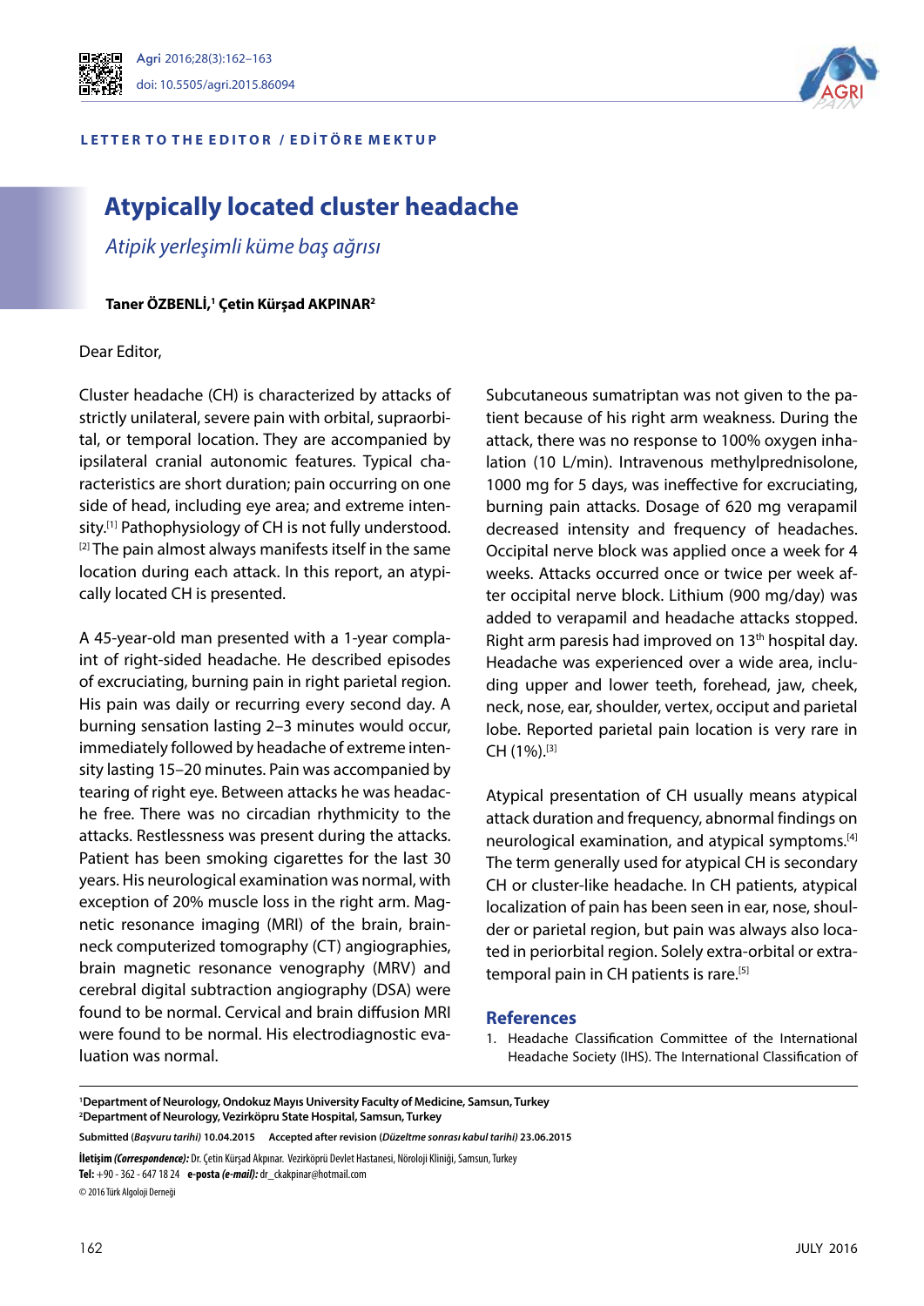LETTER TO THE EDITOR / EDİTÖRE MEKTUP

# Atypically located cluster headache

*Atipik yerleşimli küme baş ağrısı*

**Taner ÖZBENLİ,[1] Çetin Kürşad AKPINAR[2]**

Dear Editor,

Cluster headache (CH) is characterized by attacks of strictly unilateral, severe pain with orbital, supraorbital, or temporal location. They are accompanied by ipsilateral cranial autonomic features. Typical characteristics are short duration; pain occurring on one side of head, including eye area; and extreme intensity.[1] Pathophysiology of CH is not fully understood.[2] The pain almost always manifests itself in the same location during each attack. In this report, an atypically located CH is presented.

A 45-year-old man presented with a 1-year complaint of right-sided headache. He described episodes of excruciating, burning pain in right parietal region. His pain was daily or recurring every second day. A burning sensation lasting 2–3 minutes would occur, immediately followed by headache of extreme intensity lasting 15–20 minutes. Pain was accompanied by tearing of right eye. Between attacks he was headache free. There was no circadian rhythmicity to the attacks. Restlessness was present during the attacks. Patient has been smoking cigarettes for the last 30 years. His neurological examination was normal, with exception of 20% muscle loss in the right arm. Magnetic resonance imaging (MRI) of the brain, brain-neck computerized tomography (CT) angiographies, brain magnetic resonance venography (MRV) and cerebral digital subtraction angiography (DSA) were found to be normal. Cervical and brain diffusion MRI were found to be normal. His electrodiagnostic evaluation was normal.

Subcutaneous sumatriptan was not given to the patient because of his right arm weakness. During the attack, there was no response to 100% oxygen inhalation (10 L/min). Intravenous methylprednisolone, 1000 mg for 5 days, was ineffective for excruciating, burning pain attacks. Dosage of 620 mg verapamil decreased intensity and frequency of headaches. Occipital nerve block was applied once a week for 4 weeks. Attacks occurred once or twice per week after occipital nerve block. Lithium (900 mg/day) was added to verapamil and headache attacks stopped. Right arm paresis had improved on 13th hospital day. Headache was experienced over a wide area, including upper and lower teeth, forehead, jaw, cheek, neck, nose, ear, shoulder, vertex, occiput and parietal lobe. Reported parietal pain location is very rare in CH (1%).[3]

Atypical presentation of CH usually means atypical attack duration and frequency, abnormal findings on neurological examination, and atypical symptoms.[4] The term generally used for atypical CH is secondary CH or cluster-like headache. In CH patients, atypical localization of pain has been seen in ear, nose, shoulder or parietal region, but pain was always also located in periorbital region. Solely extra-orbital or extra-temporal pain in CH patients is rare.[5]

## References

1. Headache Classification Committee of the International Headache Society (IHS). The International Classification of

---

[1]Department of Neurology, Ondokuz Mayıs University Faculty of Medicine, Samsun, Turkey
[2]Department of Neurology, Vezirköpru State Hospital, Samsun, Turkey

Submitted (*Başvuru tarihi*) 10.04.2015 Accepted after revision (*Düzeltme sonrası kabul tarihi*) 23.06.2015

**İletişim (*Correspondence*):** Dr. Çetin Kürşad Akpınar. Vezirköprü Devlet Hastanesi, Nöroloji Kliniği, Samsun, Turkey
**Tel:** +90 - 362 - 647 18 24 **e-posta (*e-mail*):** dr_ckakpinar@hotmail.com
© 2016 Türk Algoloji Derneği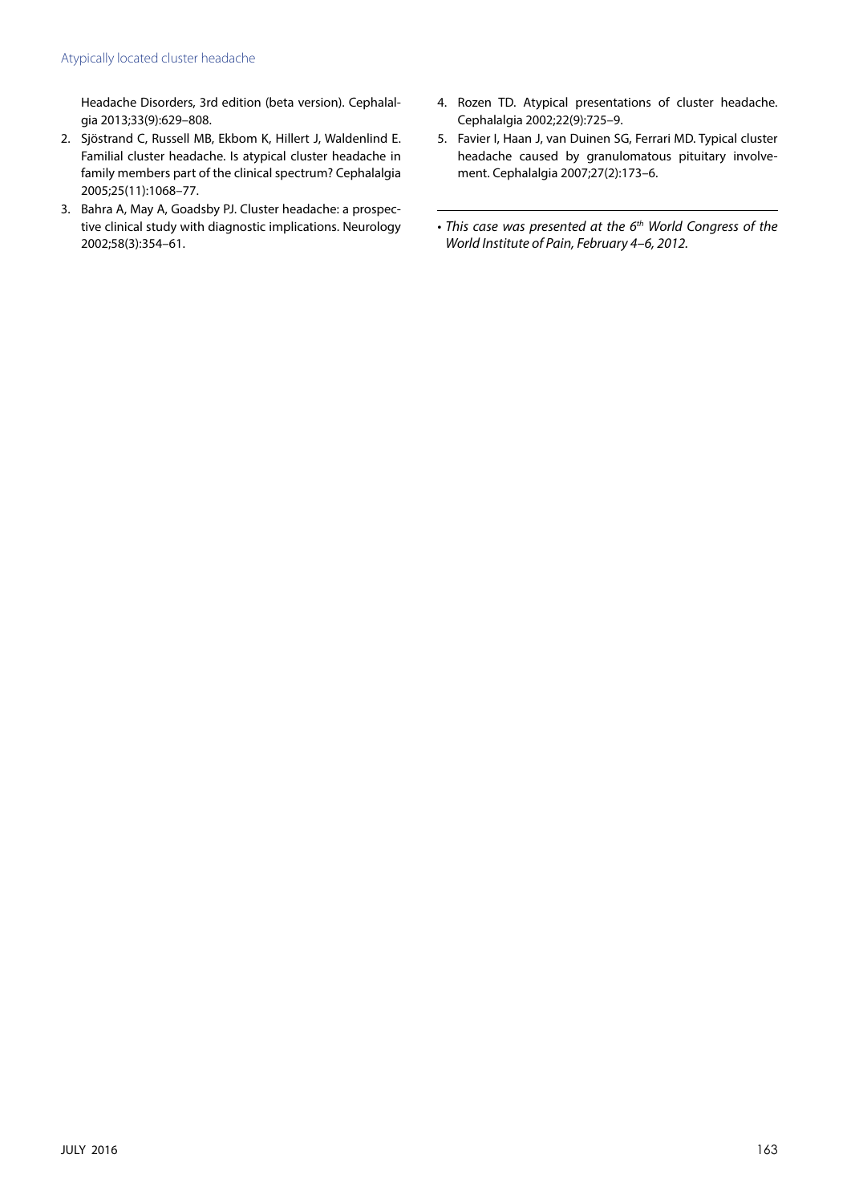Headache Disorders, 3rd edition (beta version). Cephalalgia 2013;33(9):629–808.

2. Sjöstrand C, Russell MB, Ekbom K, Hillert J, Waldenlind E. Familial cluster headache. Is atypical cluster headache in family members part of the clinical spectrum? Cephalalgia 2005;25(11):1068–77.
3. Bahra A, May A, Goadsby PJ. Cluster headache: a prospective clinical study with diagnostic implications. Neurology 2002;58(3):354–61.
4. Rozen TD. Atypical presentations of cluster headache. Cephalalgia 2002;22(9):725–9.
5. Favier I, Haan J, van Duinen SG, Ferrari MD. Typical cluster headache caused by granulomatous pituitary involvement. Cephalalgia 2007;27(2):173–6.

---

• *This case was presented at the 6th World Congress of the World Institute of Pain, February 4–6, 2012.*